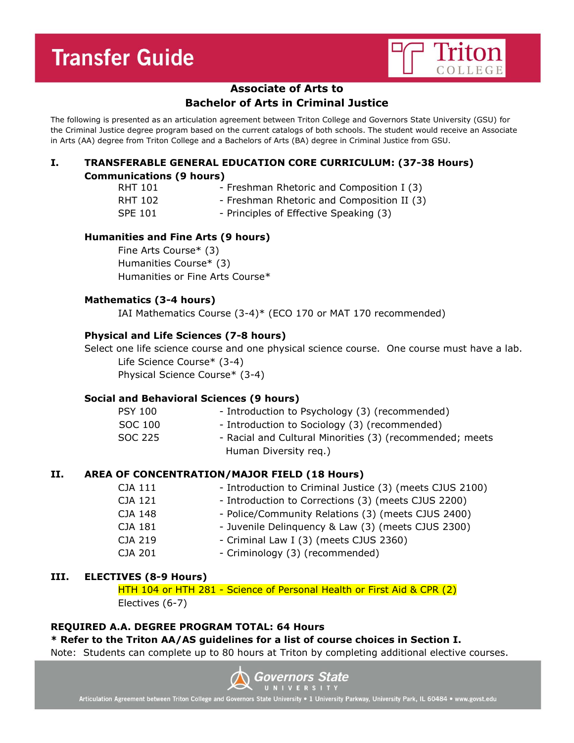# Transfer Guide

Triton College

## Associate of Arts to
## Bachelor of Arts in Criminal Justice

The following is presented as an articulation agreement between Triton College and Governors State University (GSU) for the Criminal Justice degree program based on the current catalogs of both schools. The student would receive an Associate in Arts (AA) degree from Triton College and a Bachelors of Arts (BA) degree in Criminal Justice from GSU.

### I. TRANSFERABLE GENERAL EDUCATION CORE CURRICULUM: (37-38 Hours)

**Communications (9 hours)**

RHT 101 - Freshman Rhetoric and Composition I (3)
RHT 102 - Freshman Rhetoric and Composition II (3)
SPE 101 - Principles of Effective Speaking (3)

**Humanities and Fine Arts (9 hours)**

Fine Arts Course* (3)
Humanities Course* (3)
Humanities or Fine Arts Course*

**Mathematics (3-4 hours)**

IAI Mathematics Course (3-4)* (ECO 170 or MAT 170 recommended)

**Physical and Life Sciences (7-8 hours)**

Select one life science course and one physical science course. One course must have a lab.

Life Science Course* (3-4)
Physical Science Course* (3-4)

**Social and Behavioral Sciences (9 hours)**

PSY 100 - Introduction to Psychology (3) (recommended)
SOC 100 - Introduction to Sociology (3) (recommended)
SOC 225 - Racial and Cultural Minorities (3) (recommended; meets Human Diversity req.)

### II. AREA OF CONCENTRATION/MAJOR FIELD (18 Hours)

CJA 111 - Introduction to Criminal Justice (3) (meets CJUS 2100)
CJA 121 - Introduction to Corrections (3) (meets CJUS 2200)
CJA 148 - Police/Community Relations (3) (meets CJUS 2400)
CJA 181 - Juvenile Delinquency & Law (3) (meets CJUS 2300)
CJA 219 - Criminal Law I (3) (meets CJUS 2360)
CJA 201 - Criminology (3) (recommended)

### III. ELECTIVES (8-9 Hours)

HTH 104 or HTH 281 - Science of Personal Health or First Aid & CPR (2)
Electives (6-7)

**REQUIRED A.A. DEGREE PROGRAM TOTAL: 64 Hours**

**\* Refer to the Triton AA/AS guidelines for a list of course choices in Section I.**

Note: Students can complete up to 80 hours at Triton by completing additional elective courses.

Governors State University

Articulation Agreement between Triton College and Governors State University • 1 University Parkway, University Park, IL 60484 • www.govst.edu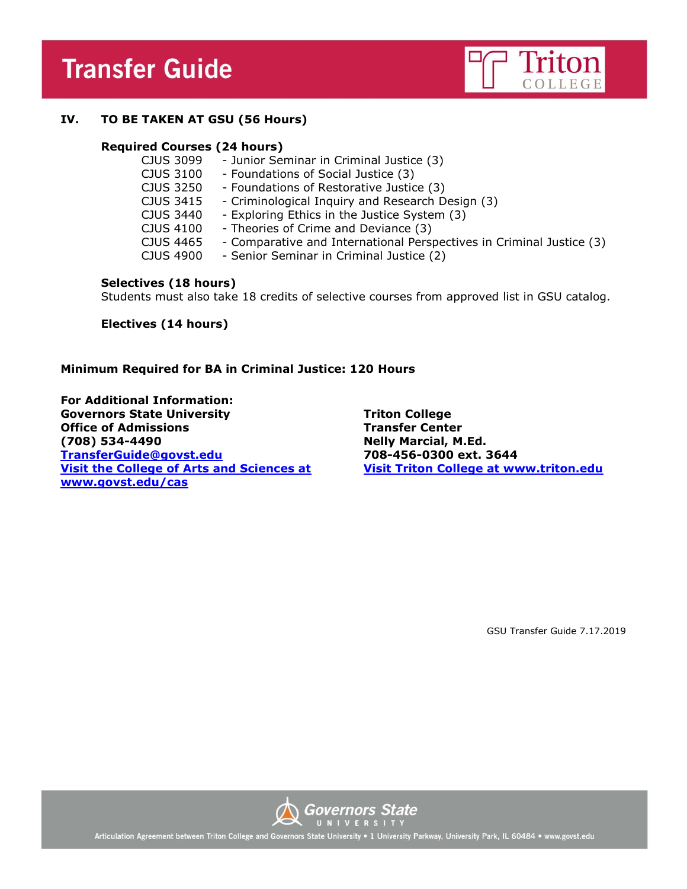## IV. TO BE TAKEN AT GSU (56 Hours)

**Required Courses (24 hours)**

- CJUS 3099 - Junior Seminar in Criminal Justice (3)
- CJUS 3100 - Foundations of Social Justice (3)
- CJUS 3250 - Foundations of Restorative Justice (3)
- CJUS 3415 - Criminological Inquiry and Research Design (3)
- CJUS 3440 - Exploring Ethics in the Justice System (3)
- CJUS 4100 - Theories of Crime and Deviance (3)
- CJUS 4465 - Comparative and International Perspectives in Criminal Justice (3)
- CJUS 4900 - Senior Seminar in Criminal Justice (2)

**Selectives (18 hours)**

Students must also take 18 credits of selective courses from approved list in GSU catalog.

**Electives (14 hours)**

**Minimum Required for BA in Criminal Justice: 120 Hours**

**For Additional Information:**
**Governors State University**
**Office of Admissions**
**(708) 534-4490**
**TransferGuide@govst.edu**
**Visit the College of Arts and Sciences at www.govst.edu/cas**

**Triton College**
**Transfer Center**
**Nelly Marcial, M.Ed.**
**708-456-0300 ext. 3644**
**Visit Triton College at www.triton.edu**

GSU Transfer Guide 7.17.2019

Articulation Agreement between Triton College and Governors State University • 1 University Parkway, University Park, IL 60484 • www.govst.edu